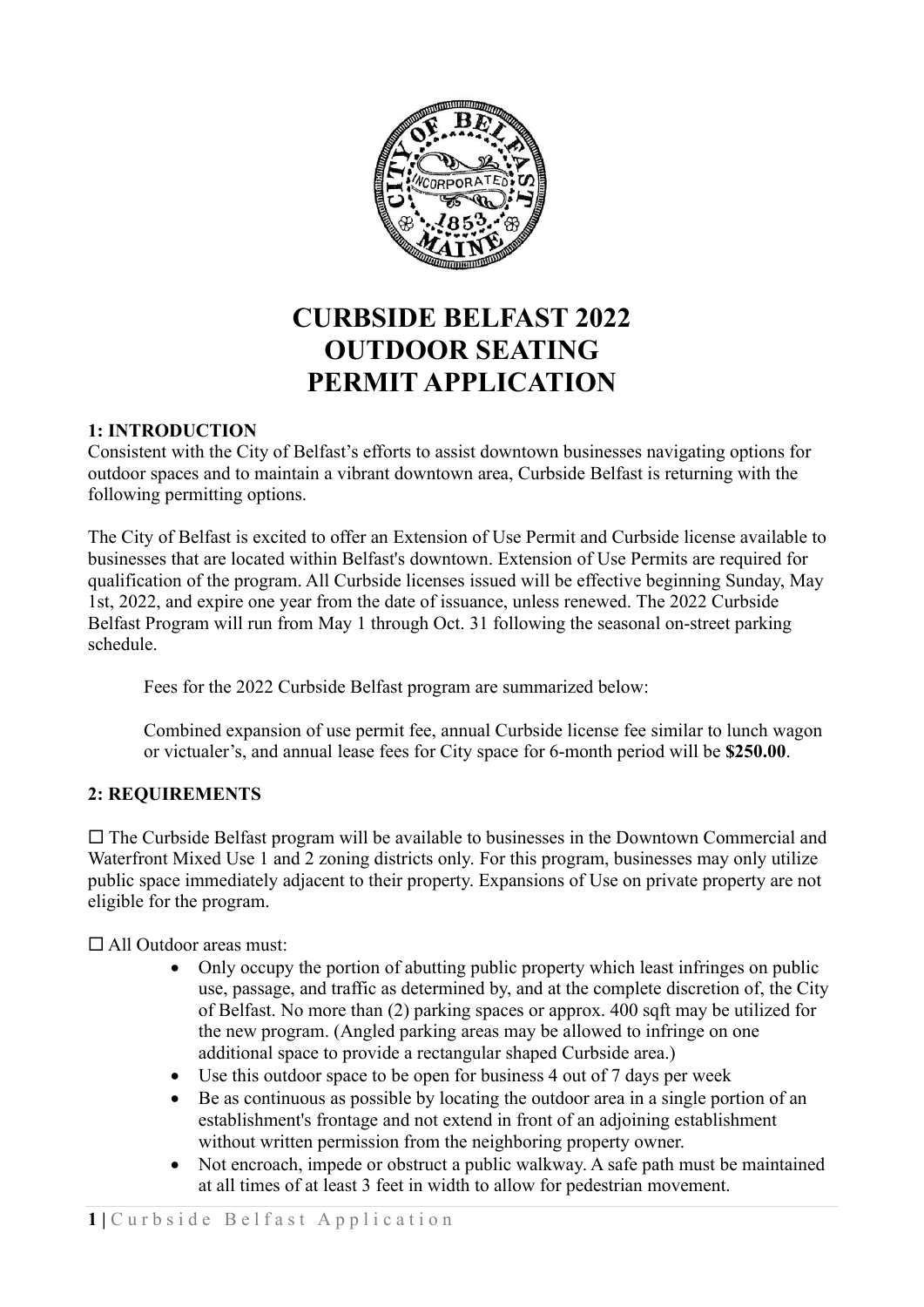# CURBSIDE BELFAST 2022
# OUTDOOR SEATING
# PERMIT APPLICATION

## 1: INTRODUCTION

Consistent with the City of Belfast's efforts to assist downtown businesses navigating options for outdoor spaces and to maintain a vibrant downtown area, Curbside Belfast is returning with the following permitting options.

The City of Belfast is excited to offer an Extension of Use Permit and Curbside license available to businesses that are located within Belfast's downtown. Extension of Use Permits are required for qualification of the program. All Curbside licenses issued will be effective beginning Sunday, May 1st, 2022, and expire one year from the date of issuance, unless renewed. The 2022 Curbside Belfast Program will run from May 1 through Oct. 31 following the seasonal on-street parking schedule.

> Fees for the 2022 Curbside Belfast program are summarized below:
>
> Combined expansion of use permit fee, annual Curbside license fee similar to lunch wagon or victualer's, and annual lease fees for City space for 6-month period will be **$250.00**.

## 2: REQUIREMENTS

☐ The Curbside Belfast program will be available to businesses in the Downtown Commercial and Waterfront Mixed Use 1 and 2 zoning districts only. For this program, businesses may only utilize public space immediately adjacent to their property. Expansions of Use on private property are not eligible for the program.

☐ All Outdoor areas must:

- Only occupy the portion of abutting public property which least infringes on public use, passage, and traffic as determined by, and at the complete discretion of, the City of Belfast. No more than (2) parking spaces or approx. 400 sqft may be utilized for the new program. (Angled parking areas may be allowed to infringe on one additional space to provide a rectangular shaped Curbside area.)
- Use this outdoor space to be open for business 4 out of 7 days per week
- Be as continuous as possible by locating the outdoor area in a single portion of an establishment's frontage and not extend in front of an adjoining establishment without written permission from the neighboring property owner.
- Not encroach, impede or obstruct a public walkway. A safe path must be maintained at all times of at least 3 feet in width to allow for pedestrian movement.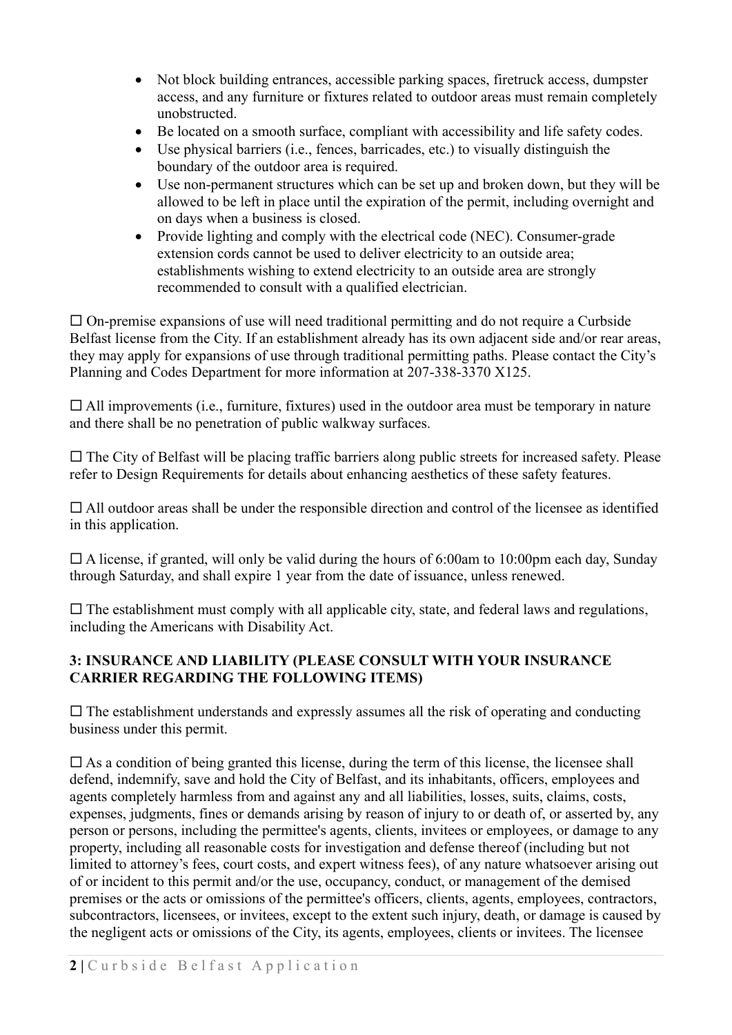- Not block building entrances, accessible parking spaces, firetruck access, dumpster access, and any furniture or fixtures related to outdoor areas must remain completely unobstructed.
- Be located on a smooth surface, compliant with accessibility and life safety codes.
- Use physical barriers (i.e., fences, barricades, etc.) to visually distinguish the boundary of the outdoor area is required.
- Use non-permanent structures which can be set up and broken down, but they will be allowed to be left in place until the expiration of the permit, including overnight and on days when a business is closed.
- Provide lighting and comply with the electrical code (NEC). Consumer-grade extension cords cannot be used to deliver electricity to an outside area; establishments wishing to extend electricity to an outside area are strongly recommended to consult with a qualified electrician.

☐ On-premise expansions of use will need traditional permitting and do not require a Curbside Belfast license from the City. If an establishment already has its own adjacent side and/or rear areas, they may apply for expansions of use through traditional permitting paths. Please contact the City's Planning and Codes Department for more information at 207-338-3370 X125.

☐ All improvements (i.e., furniture, fixtures) used in the outdoor area must be temporary in nature and there shall be no penetration of public walkway surfaces.

☐ The City of Belfast will be placing traffic barriers along public streets for increased safety. Please refer to Design Requirements for details about enhancing aesthetics of these safety features.

☐ All outdoor areas shall be under the responsible direction and control of the licensee as identified in this application.

☐ A license, if granted, will only be valid during the hours of 6:00am to 10:00pm each day, Sunday through Saturday, and shall expire 1 year from the date of issuance, unless renewed.

☐ The establishment must comply with all applicable city, state, and federal laws and regulations, including the Americans with Disability Act.

### 3: INSURANCE AND LIABILITY (PLEASE CONSULT WITH YOUR INSURANCE CARRIER REGARDING THE FOLLOWING ITEMS)

☐ The establishment understands and expressly assumes all the risk of operating and conducting business under this permit.

☐ As a condition of being granted this license, during the term of this license, the licensee shall defend, indemnify, save and hold the City of Belfast, and its inhabitants, officers, employees and agents completely harmless from and against any and all liabilities, losses, suits, claims, costs, expenses, judgments, fines or demands arising by reason of injury to or death of, or asserted by, any person or persons, including the permittee's agents, clients, invitees or employees, or damage to any property, including all reasonable costs for investigation and defense thereof (including but not limited to attorney's fees, court costs, and expert witness fees), of any nature whatsoever arising out of or incident to this permit and/or the use, occupancy, conduct, or management of the demised premises or the acts or omissions of the permittee's officers, clients, agents, employees, contractors, subcontractors, licensees, or invitees, except to the extent such injury, death, or damage is caused by the negligent acts or omissions of the City, its agents, employees, clients or invitees. The licensee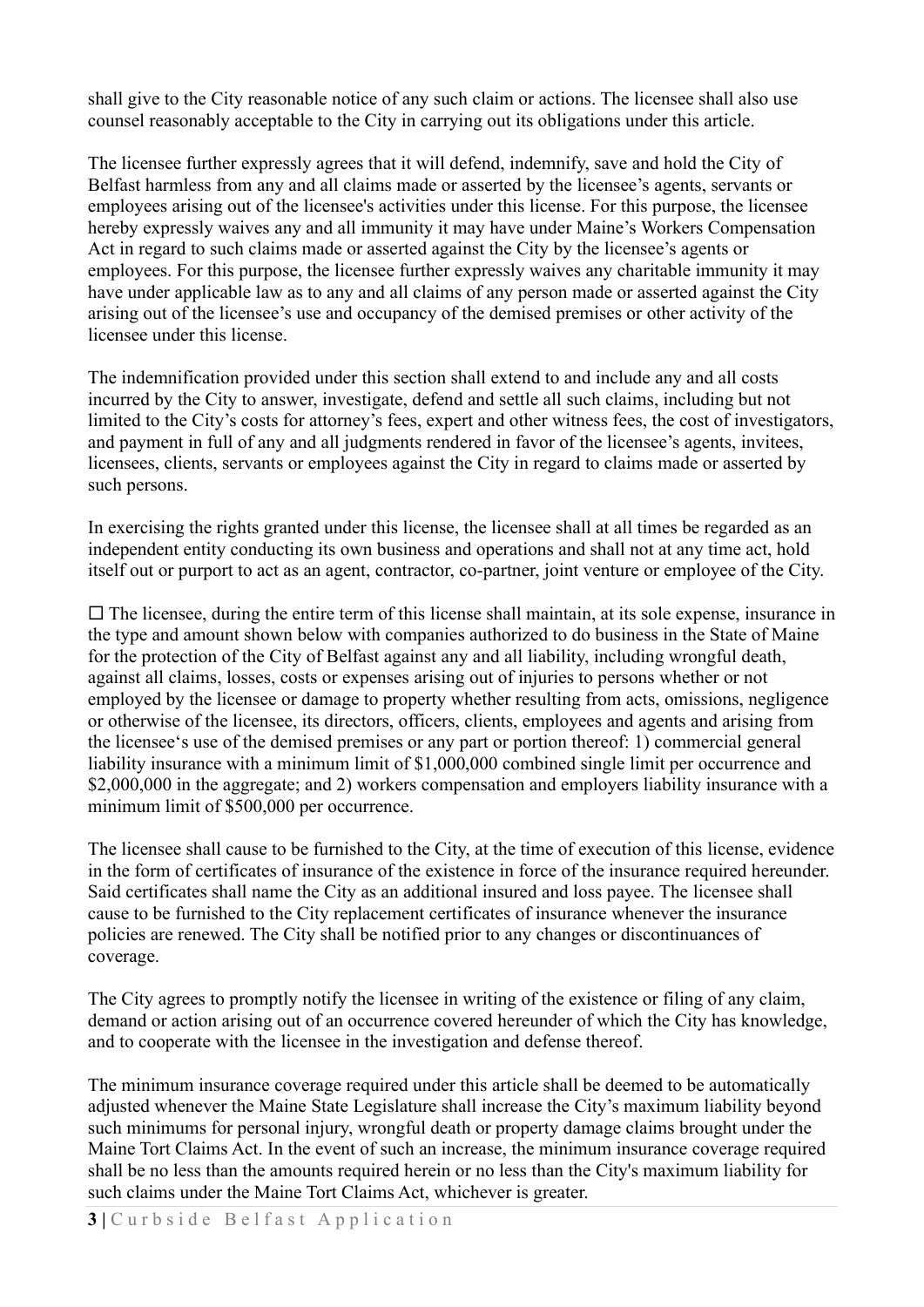shall give to the City reasonable notice of any such claim or actions. The licensee shall also use counsel reasonably acceptable to the City in carrying out its obligations under this article.

The licensee further expressly agrees that it will defend, indemnify, save and hold the City of Belfast harmless from any and all claims made or asserted by the licensee's agents, servants or employees arising out of the licensee's activities under this license. For this purpose, the licensee hereby expressly waives any and all immunity it may have under Maine's Workers Compensation Act in regard to such claims made or asserted against the City by the licensee's agents or employees. For this purpose, the licensee further expressly waives any charitable immunity it may have under applicable law as to any and all claims of any person made or asserted against the City arising out of the licensee's use and occupancy of the demised premises or other activity of the licensee under this license.

The indemnification provided under this section shall extend to and include any and all costs incurred by the City to answer, investigate, defend and settle all such claims, including but not limited to the City's costs for attorney's fees, expert and other witness fees, the cost of investigators, and payment in full of any and all judgments rendered in favor of the licensee's agents, invitees, licensees, clients, servants or employees against the City in regard to claims made or asserted by such persons.

In exercising the rights granted under this license, the licensee shall at all times be regarded as an independent entity conducting its own business and operations and shall not at any time act, hold itself out or purport to act as an agent, contractor, co-partner, joint venture or employee of the City.

☐ The licensee, during the entire term of this license shall maintain, at its sole expense, insurance in the type and amount shown below with companies authorized to do business in the State of Maine for the protection of the City of Belfast against any and all liability, including wrongful death, against all claims, losses, costs or expenses arising out of injuries to persons whether or not employed by the licensee or damage to property whether resulting from acts, omissions, negligence or otherwise of the licensee, its directors, officers, clients, employees and agents and arising from the licensee's use of the demised premises or any part or portion thereof: 1) commercial general liability insurance with a minimum limit of $1,000,000 combined single limit per occurrence and $2,000,000 in the aggregate; and 2) workers compensation and employers liability insurance with a minimum limit of $500,000 per occurrence.

The licensee shall cause to be furnished to the City, at the time of execution of this license, evidence in the form of certificates of insurance of the existence in force of the insurance required hereunder. Said certificates shall name the City as an additional insured and loss payee. The licensee shall cause to be furnished to the City replacement certificates of insurance whenever the insurance policies are renewed. The City shall be notified prior to any changes or discontinuances of coverage.

The City agrees to promptly notify the licensee in writing of the existence or filing of any claim, demand or action arising out of an occurrence covered hereunder of which the City has knowledge, and to cooperate with the licensee in the investigation and defense thereof.

The minimum insurance coverage required under this article shall be deemed to be automatically adjusted whenever the Maine State Legislature shall increase the City's maximum liability beyond such minimums for personal injury, wrongful death or property damage claims brought under the Maine Tort Claims Act. In the event of such an increase, the minimum insurance coverage required shall be no less than the amounts required herein or no less than the City's maximum liability for such claims under the Maine Tort Claims Act, whichever is greater.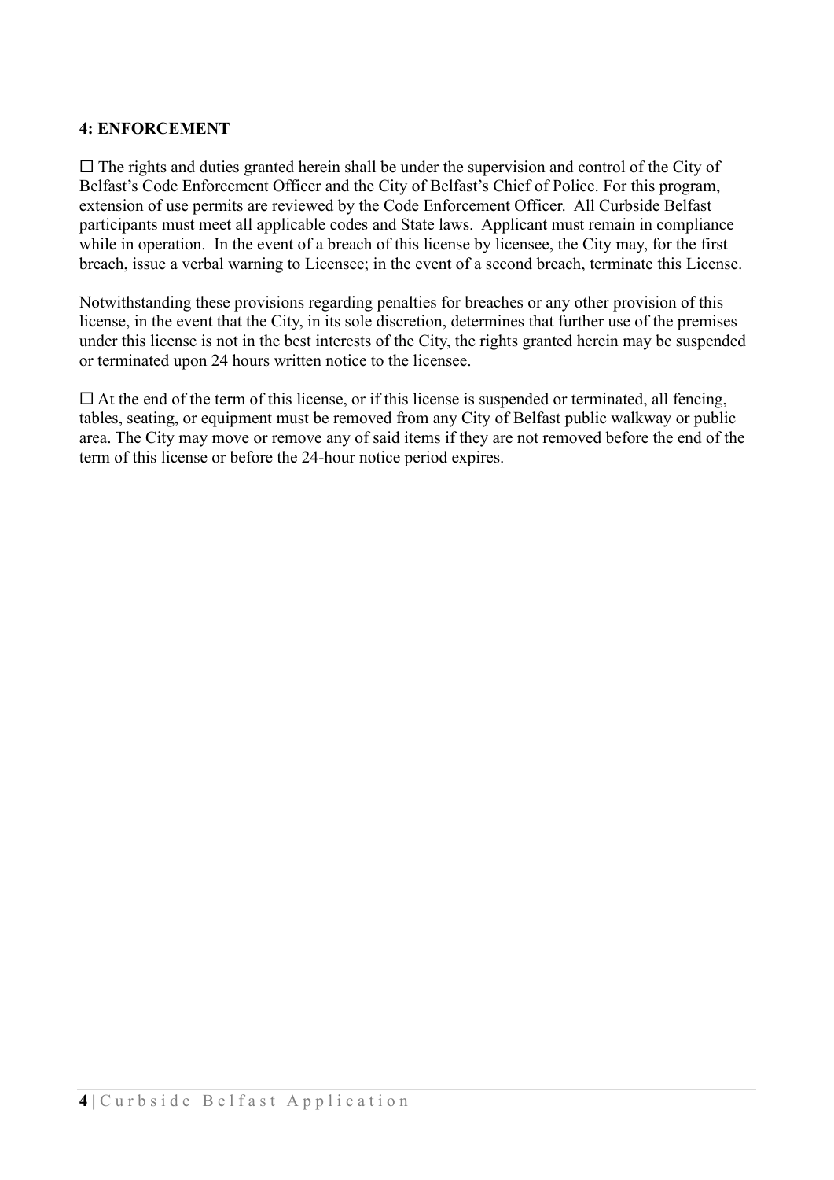**4: ENFORCEMENT**

☐ The rights and duties granted herein shall be under the supervision and control of the City of Belfast's Code Enforcement Officer and the City of Belfast's Chief of Police. For this program, extension of use permits are reviewed by the Code Enforcement Officer. All Curbside Belfast participants must meet all applicable codes and State laws. Applicant must remain in compliance while in operation. In the event of a breach of this license by licensee, the City may, for the first breach, issue a verbal warning to Licensee; in the event of a second breach, terminate this License.

Notwithstanding these provisions regarding penalties for breaches or any other provision of this license, in the event that the City, in its sole discretion, determines that further use of the premises under this license is not in the best interests of the City, the rights granted herein may be suspended or terminated upon 24 hours written notice to the licensee.

☐ At the end of the term of this license, or if this license is suspended or terminated, all fencing, tables, seating, or equipment must be removed from any City of Belfast public walkway or public area. The City may move or remove any of said items if they are not removed before the end of the term of this license or before the 24-hour notice period expires.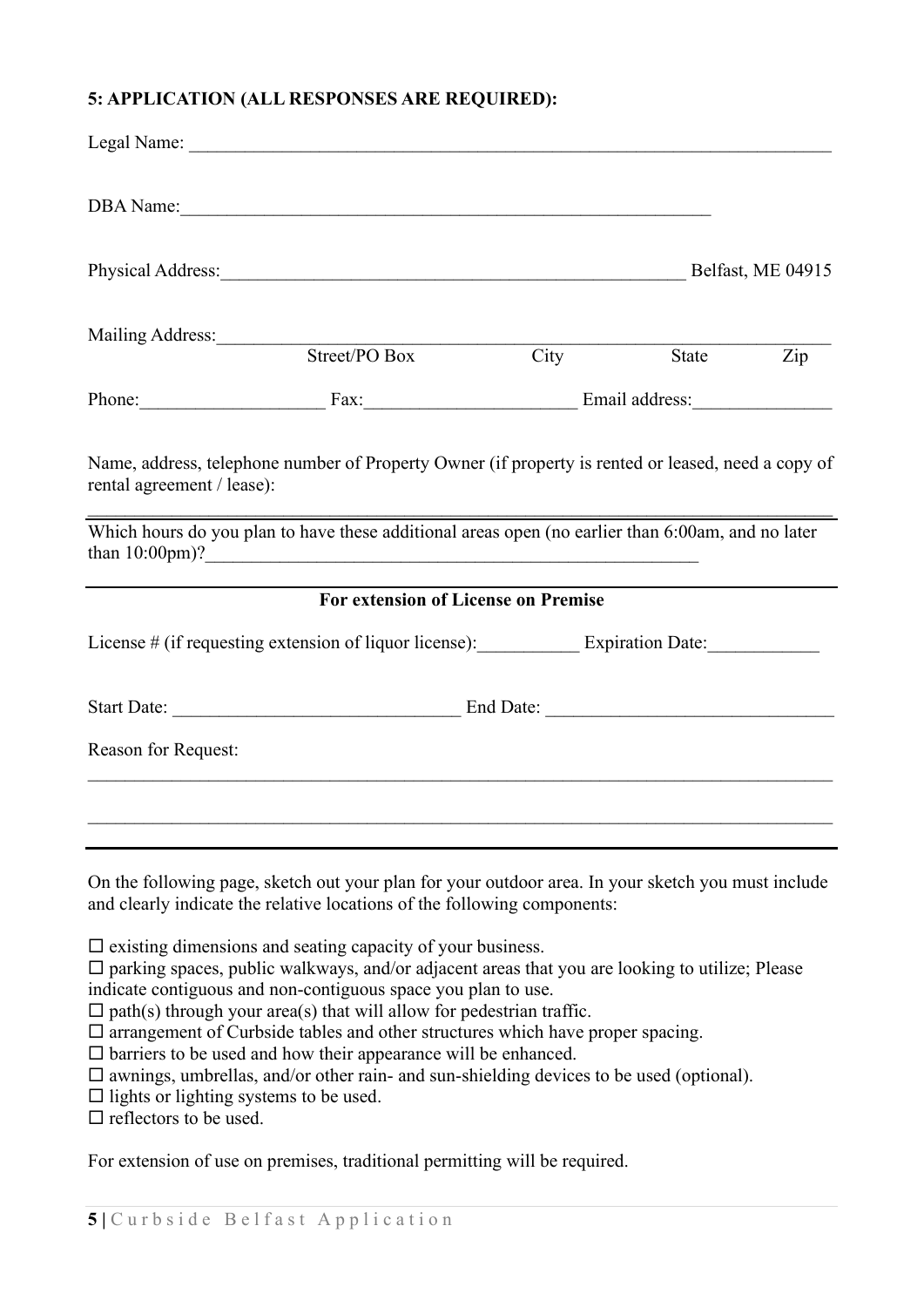**5: APPLICATION (ALL RESPONSES ARE REQUIRED):**

Legal Name: ___________________________________________________________________________

DBA Name: ___________________________________________________________

Physical Address: ____________________________________________________ Belfast, ME 04915

Mailing Address: _______________________________________________________________________
Street/PO Box &nbsp;&nbsp;&nbsp;&nbsp; City &nbsp;&nbsp;&nbsp;&nbsp; State &nbsp;&nbsp;&nbsp;&nbsp; Zip

Phone: ____________________ Fax: ______________________ Email address: _______________

Name, address, telephone number of Property Owner (if property is rented or leased, need a copy of rental agreement / lease):

_______________________________________________________________________________

Which hours do you plan to have these additional areas open (no earlier than 6:00am, and no later than 10:00pm)? _______________________________________________________

---

**For extension of License on Premise**

License # (if requesting extension of liquor license): ___________ Expiration Date: ____________

Start Date: ______________________________ End Date: ______________________________

Reason for Request:

_______________________________________________________________________________

_______________________________________________________________________________

---

On the following page, sketch out your plan for your outdoor area. In your sketch you must include and clearly indicate the relative locations of the following components:

- ☐ existing dimensions and seating capacity of your business.
- ☐ parking spaces, public walkways, and/or adjacent areas that you are looking to utilize; Please indicate contiguous and non-contiguous space you plan to use.
- ☐ path(s) through your area(s) that will allow for pedestrian traffic.
- ☐ arrangement of Curbside tables and other structures which have proper spacing.
- ☐ barriers to be used and how their appearance will be enhanced.
- ☐ awnings, umbrellas, and/or other rain- and sun-shielding devices to be used (optional).
- ☐ lights or lighting systems to be used.
- ☐ reflectors to be used.

For extension of use on premises, traditional permitting will be required.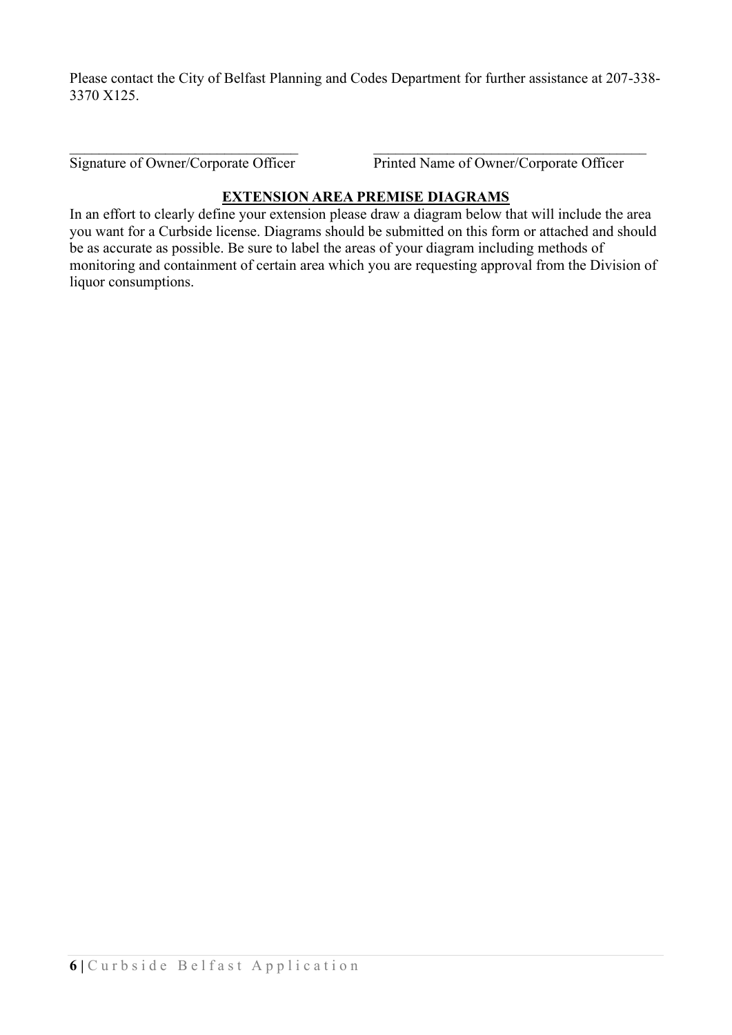Please contact the City of Belfast Planning and Codes Department for further assistance at 207-338-3370 X125.

________________________________ ________________________________________

Signature of Owner/Corporate Officer Printed Name of Owner/Corporate Officer

**EXTENSION AREA PREMISE DIAGRAMS**

In an effort to clearly define your extension please draw a diagram below that will include the area you want for a Curbside license. Diagrams should be submitted on this form or attached and should be as accurate as possible. Be sure to label the areas of your diagram including methods of monitoring and containment of certain area which you are requesting approval from the Division of liquor consumptions.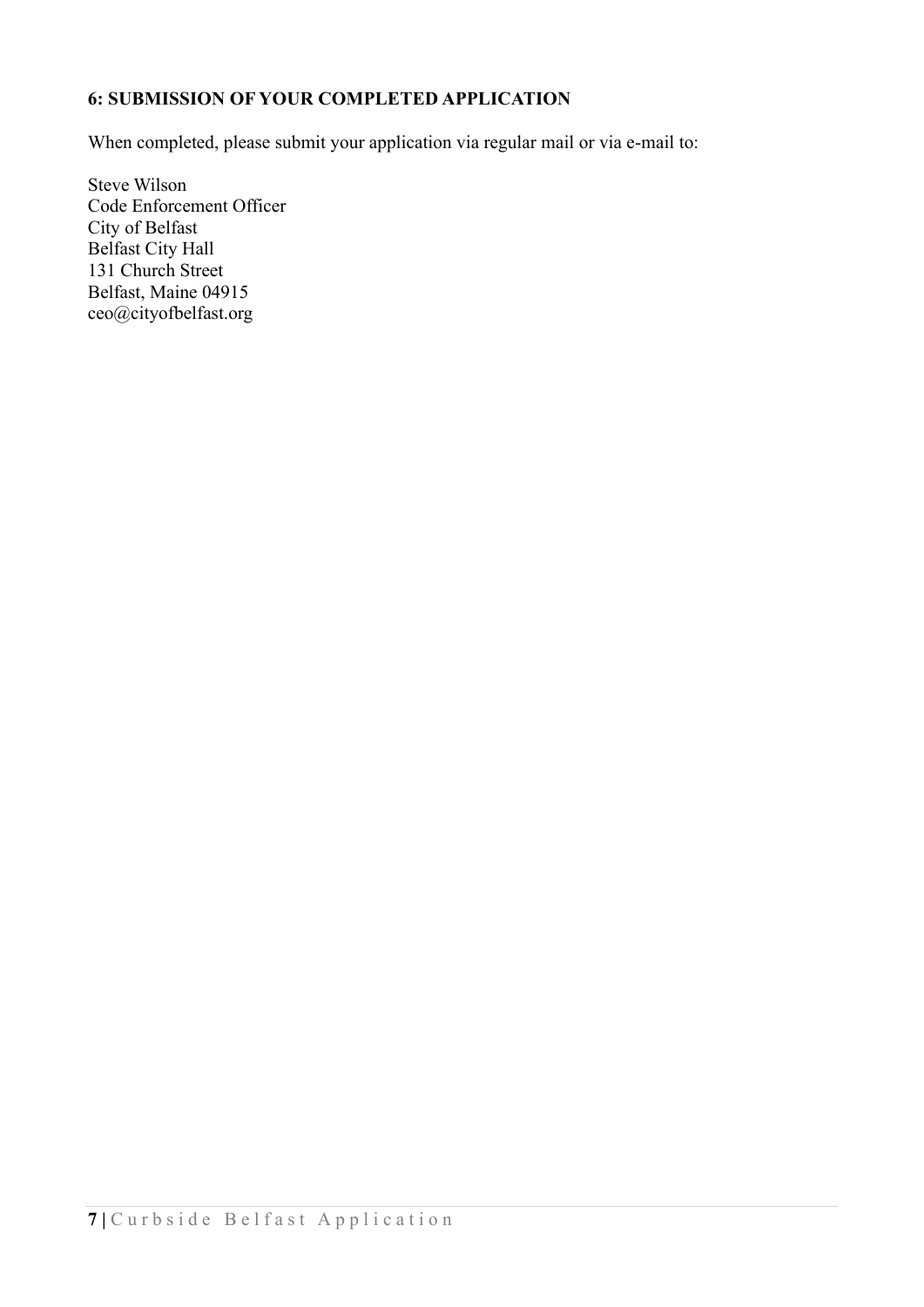**6: SUBMISSION OF YOUR COMPLETED APPLICATION**

When completed, please submit your application via regular mail or via e-mail to:

Steve Wilson  
Code Enforcement Officer  
City of Belfast  
Belfast City Hall  
131 Church Street  
Belfast, Maine 04915  
ceo@cityofbelfast.org